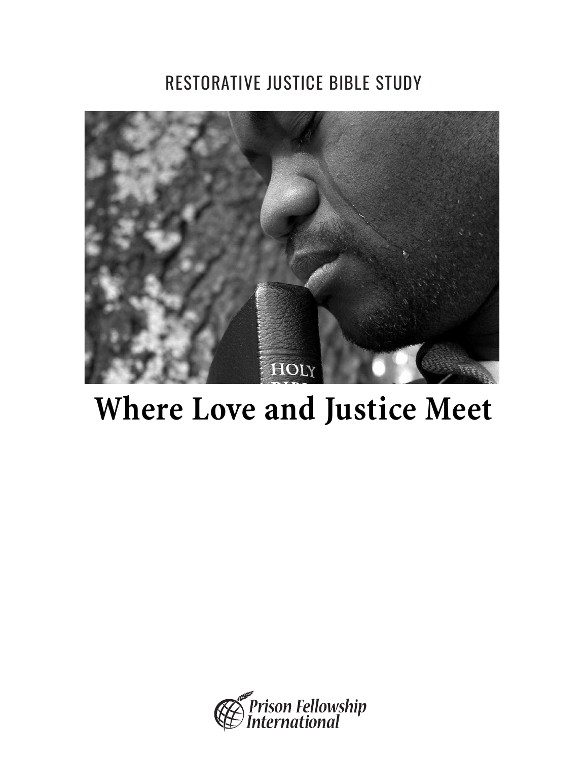RESTORATIVE JUSTICE BIBLE STUDY

# Where Love and Justice Meet

Prison Fellowship International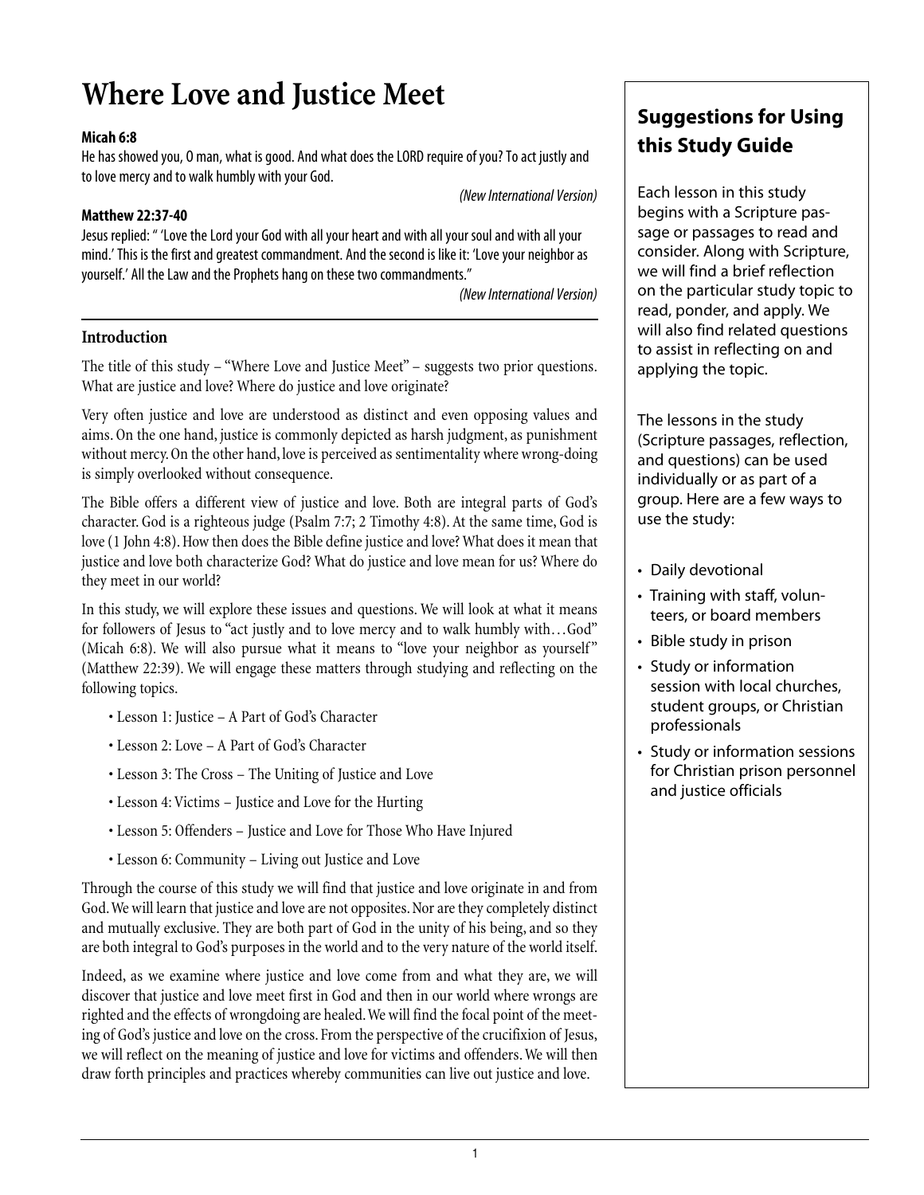# Where Love and Justice Meet

**Micah 6:8**

He has showed you, O man, what is good. And what does the LORD require of you? To act justly and to love mercy and to walk humbly with your God.

*(New International Version)*

**Matthew 22:37-40**

Jesus replied: " 'Love the Lord your God with all your heart and with all your soul and with all your mind.' This is the first and greatest commandment. And the second is like it: 'Love your neighbor as yourself.' All the Law and the Prophets hang on these two commandments."

*(New International Version)*

## Introduction

The title of this study – "Where Love and Justice Meet" – suggests two prior questions. What are justice and love? Where do justice and love originate?

Very often justice and love are understood as distinct and even opposing values and aims. On the one hand, justice is commonly depicted as harsh judgment, as punishment without mercy. On the other hand, love is perceived as sentimentality where wrong-doing is simply overlooked without consequence.

The Bible offers a different view of justice and love. Both are integral parts of God's character. God is a righteous judge (Psalm 7:7; 2 Timothy 4:8). At the same time, God is love (1 John 4:8). How then does the Bible define justice and love? What does it mean that justice and love both characterize God? What do justice and love mean for us? Where do they meet in our world?

In this study, we will explore these issues and questions. We will look at what it means for followers of Jesus to "act justly and to love mercy and to walk humbly with…God" (Micah 6:8). We will also pursue what it means to "love your neighbor as yourself" (Matthew 22:39). We will engage these matters through studying and reflecting on the following topics.

- Lesson 1: Justice – A Part of God's Character
- Lesson 2: Love – A Part of God's Character
- Lesson 3: The Cross – The Uniting of Justice and Love
- Lesson 4: Victims – Justice and Love for the Hurting
- Lesson 5: Offenders – Justice and Love for Those Who Have Injured
- Lesson 6: Community – Living out Justice and Love

Through the course of this study we will find that justice and love originate in and from God. We will learn that justice and love are not opposites. Nor are they completely distinct and mutually exclusive. They are both part of God in the unity of his being, and so they are both integral to God's purposes in the world and to the very nature of the world itself.

Indeed, as we examine where justice and love come from and what they are, we will discover that justice and love meet first in God and then in our world where wrongs are righted and the effects of wrongdoing are healed. We will find the focal point of the meeting of God's justice and love on the cross. From the perspective of the crucifixion of Jesus, we will reflect on the meaning of justice and love for victims and offenders. We will then draw forth principles and practices whereby communities can live out justice and love.

## Suggestions for Using this Study Guide

Each lesson in this study begins with a Scripture passage or passages to read and consider. Along with Scripture, we will find a brief reflection on the particular study topic to read, ponder, and apply. We will also find related questions to assist in reflecting on and applying the topic.

The lessons in the study (Scripture passages, reflection, and questions) can be used individually or as part of a group. Here are a few ways to use the study:

- Daily devotional
- Training with staff, volunteers, or board members
- Bible study in prison
- Study or information session with local churches, student groups, or Christian professionals
- Study or information sessions for Christian prison personnel and justice officials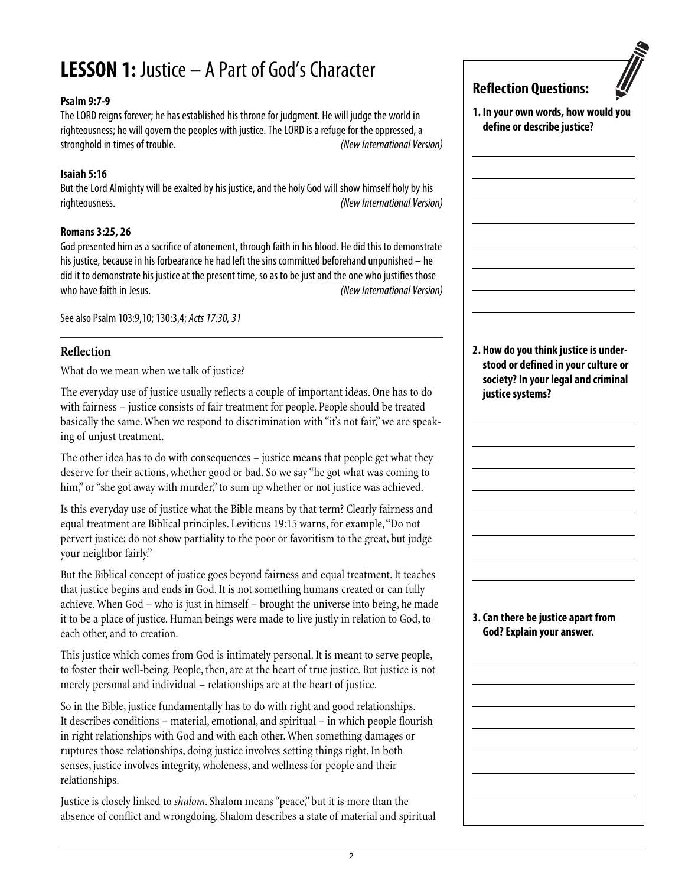# LESSON 1: Justice – A Part of God's Character

**Psalm 9:7-9**

The LORD reigns forever; he has established his throne for judgment. He will judge the world in righteousness; he will govern the peoples with justice. The LORD is a refuge for the oppressed, a stronghold in times of trouble. *(New International Version)*

**Isaiah 5:16**

But the Lord Almighty will be exalted by his justice, and the holy God will show himself holy by his righteousness. *(New International Version)*

**Romans 3:25, 26**

God presented him as a sacrifice of atonement, through faith in his blood. He did this to demonstrate his justice, because in his forbearance he had left the sins committed beforehand unpunished – he did it to demonstrate his justice at the present time, so as to be just and the one who justifies those who have faith in Jesus. *(New International Version)*

See also Psalm 103:9,10; 130:3,4; *Acts 17:30, 31*

## Reflection

What do we mean when we talk of justice?

The everyday use of justice usually reflects a couple of important ideas. One has to do with fairness – justice consists of fair treatment for people. People should be treated basically the same. When we respond to discrimination with "it's not fair," we are speaking of unjust treatment.

The other idea has to do with consequences – justice means that people get what they deserve for their actions, whether good or bad. So we say "he got what was coming to him," or "she got away with murder," to sum up whether or not justice was achieved.

Is this everyday use of justice what the Bible means by that term? Clearly fairness and equal treatment are Biblical principles. Leviticus 19:15 warns, for example, "Do not pervert justice; do not show partiality to the poor or favoritism to the great, but judge your neighbor fairly."

But the Biblical concept of justice goes beyond fairness and equal treatment. It teaches that justice begins and ends in God. It is not something humans created or can fully achieve. When God – who is just in himself – brought the universe into being, he made it to be a place of justice. Human beings were made to live justly in relation to God, to each other, and to creation.

This justice which comes from God is intimately personal. It is meant to serve people, to foster their well-being. People, then, are at the heart of true justice. But justice is not merely personal and individual – relationships are at the heart of justice.

So in the Bible, justice fundamentally has to do with right and good relationships. It describes conditions – material, emotional, and spiritual – in which people flourish in right relationships with God and with each other. When something damages or ruptures those relationships, doing justice involves setting things right. In both senses, justice involves integrity, wholeness, and wellness for people and their relationships.

Justice is closely linked to *shalom*. Shalom means "peace," but it is more than the absence of conflict and wrongdoing. Shalom describes a state of material and spiritual

## Reflection Questions:

**1. In your own words, how would you define or describe justice?**

**2. How do you think justice is understood or defined in your culture or society? In your legal and criminal justice systems?**

**3. Can there be justice apart from God? Explain your answer.**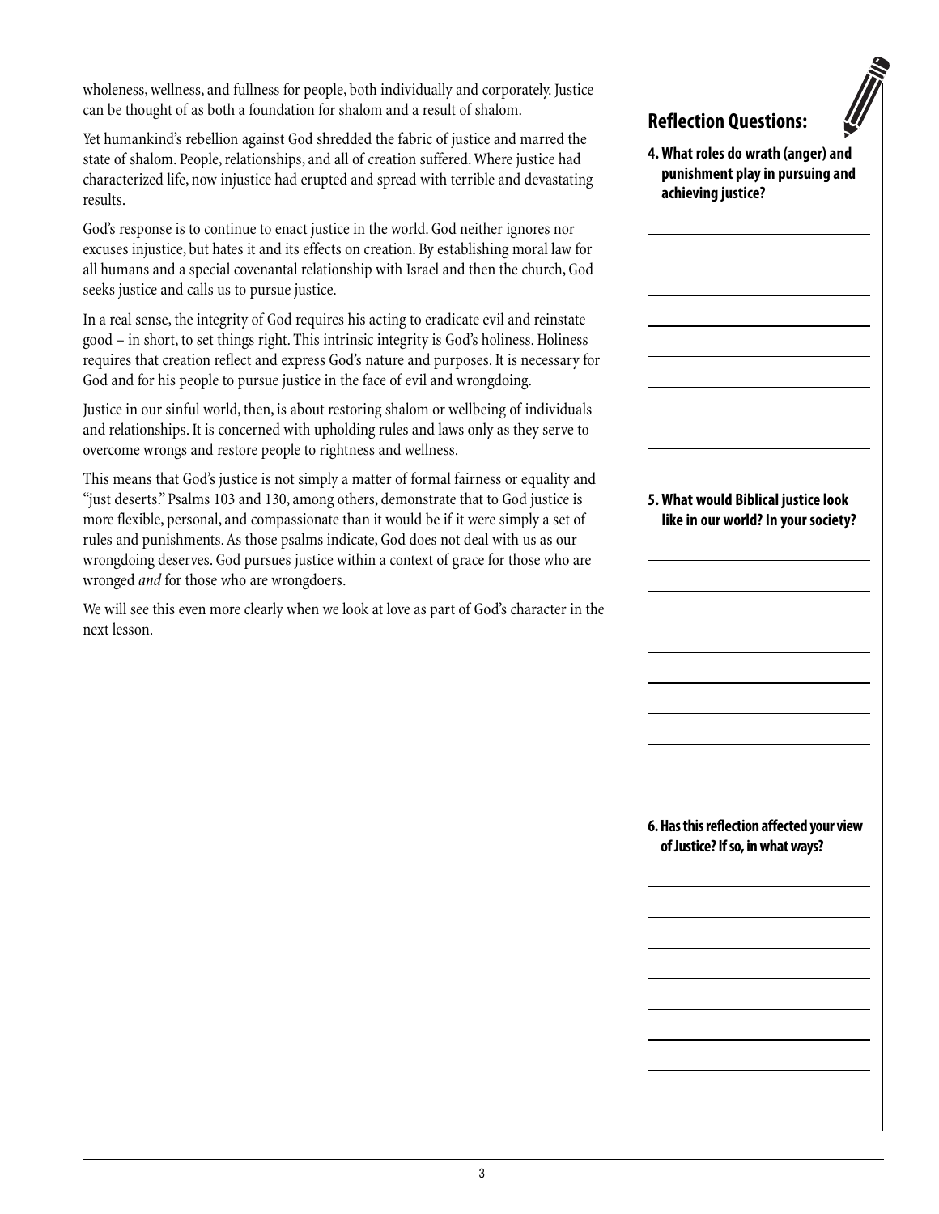wholeness, wellness, and fullness for people, both individually and corporately. Justice can be thought of as both a foundation for shalom and a result of shalom.

Yet humankind's rebellion against God shredded the fabric of justice and marred the state of shalom. People, relationships, and all of creation suffered. Where justice had characterized life, now injustice had erupted and spread with terrible and devastating results.

God's response is to continue to enact justice in the world. God neither ignores nor excuses injustice, but hates it and its effects on creation. By establishing moral law for all humans and a special covenantal relationship with Israel and then the church, God seeks justice and calls us to pursue justice.

In a real sense, the integrity of God requires his acting to eradicate evil and reinstate good – in short, to set things right. This intrinsic integrity is God's holiness. Holiness requires that creation reflect and express God's nature and purposes. It is necessary for God and for his people to pursue justice in the face of evil and wrongdoing.

Justice in our sinful world, then, is about restoring shalom or wellbeing of individuals and relationships. It is concerned with upholding rules and laws only as they serve to overcome wrongs and restore people to rightness and wellness.

This means that God's justice is not simply a matter of formal fairness or equality and "just deserts." Psalms 103 and 130, among others, demonstrate that to God justice is more flexible, personal, and compassionate than it would be if it were simply a set of rules and punishments. As those psalms indicate, God does not deal with us as our wrongdoing deserves. God pursues justice within a context of grace for those who are wronged *and* for those who are wrongdoers.

We will see this even more clearly when we look at love as part of God's character in the next lesson.

## Reflection Questions:

**4. What roles do wrath (anger) and punishment play in pursuing and achieving justice?**

**5. What would Biblical justice look like in our world? In your society?**

**6. Has this reflection affected your view of Justice? If so, in what ways?**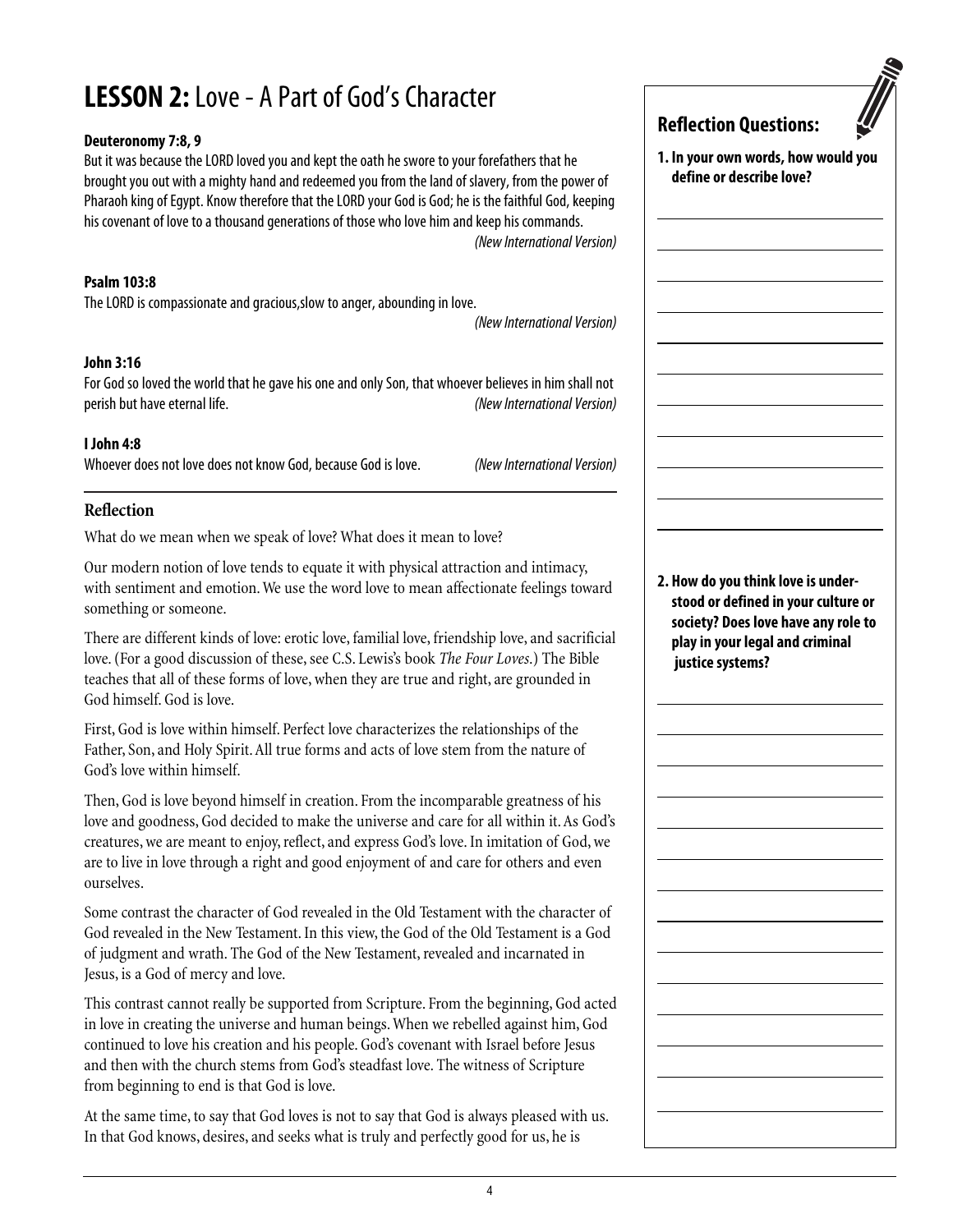# LESSON 2: Love - A Part of God's Character

**Deuteronomy 7:8, 9**

But it was because the LORD loved you and kept the oath he swore to your forefathers that he brought you out with a mighty hand and redeemed you from the land of slavery, from the power of Pharaoh king of Egypt. Know therefore that the LORD your God is God; he is the faithful God, keeping his covenant of love to a thousand generations of those who love him and keep his commands.
*(New International Version)*

**Psalm 103:8**

The LORD is compassionate and gracious,slow to anger, abounding in love.
*(New International Version)*

**John 3:16**

For God so loved the world that he gave his one and only Son, that whoever believes in him shall not perish but have eternal life. *(New International Version)*

**I John 4:8**

Whoever does not love does not know God, because God is love. *(New International Version)*

## Reflection

What do we mean when we speak of love? What does it mean to love?

Our modern notion of love tends to equate it with physical attraction and intimacy, with sentiment and emotion. We use the word love to mean affectionate feelings toward something or someone.

There are different kinds of love: erotic love, familial love, friendship love, and sacrificial love. (For a good discussion of these, see C.S. Lewis's book *The Four Loves*.) The Bible teaches that all of these forms of love, when they are true and right, are grounded in God himself. God is love.

First, God is love within himself. Perfect love characterizes the relationships of the Father, Son, and Holy Spirit. All true forms and acts of love stem from the nature of God's love within himself.

Then, God is love beyond himself in creation. From the incomparable greatness of his love and goodness, God decided to make the universe and care for all within it. As God's creatures, we are meant to enjoy, reflect, and express God's love. In imitation of God, we are to live in love through a right and good enjoyment of and care for others and even ourselves.

Some contrast the character of God revealed in the Old Testament with the character of God revealed in the New Testament. In this view, the God of the Old Testament is a God of judgment and wrath. The God of the New Testament, revealed and incarnated in Jesus, is a God of mercy and love.

This contrast cannot really be supported from Scripture. From the beginning, God acted in love in creating the universe and human beings. When we rebelled against him, God continued to love his creation and his people. God's covenant with Israel before Jesus and then with the church stems from God's steadfast love. The witness of Scripture from beginning to end is that God is love.

At the same time, to say that God loves is not to say that God is always pleased with us. In that God knows, desires, and seeks what is truly and perfectly good for us, he is

### Reflection Questions:

**1. In your own words, how would you define or describe love?**

**2. How do you think love is understood or defined in your culture or society? Does love have any role to play in your legal and criminal justice systems?**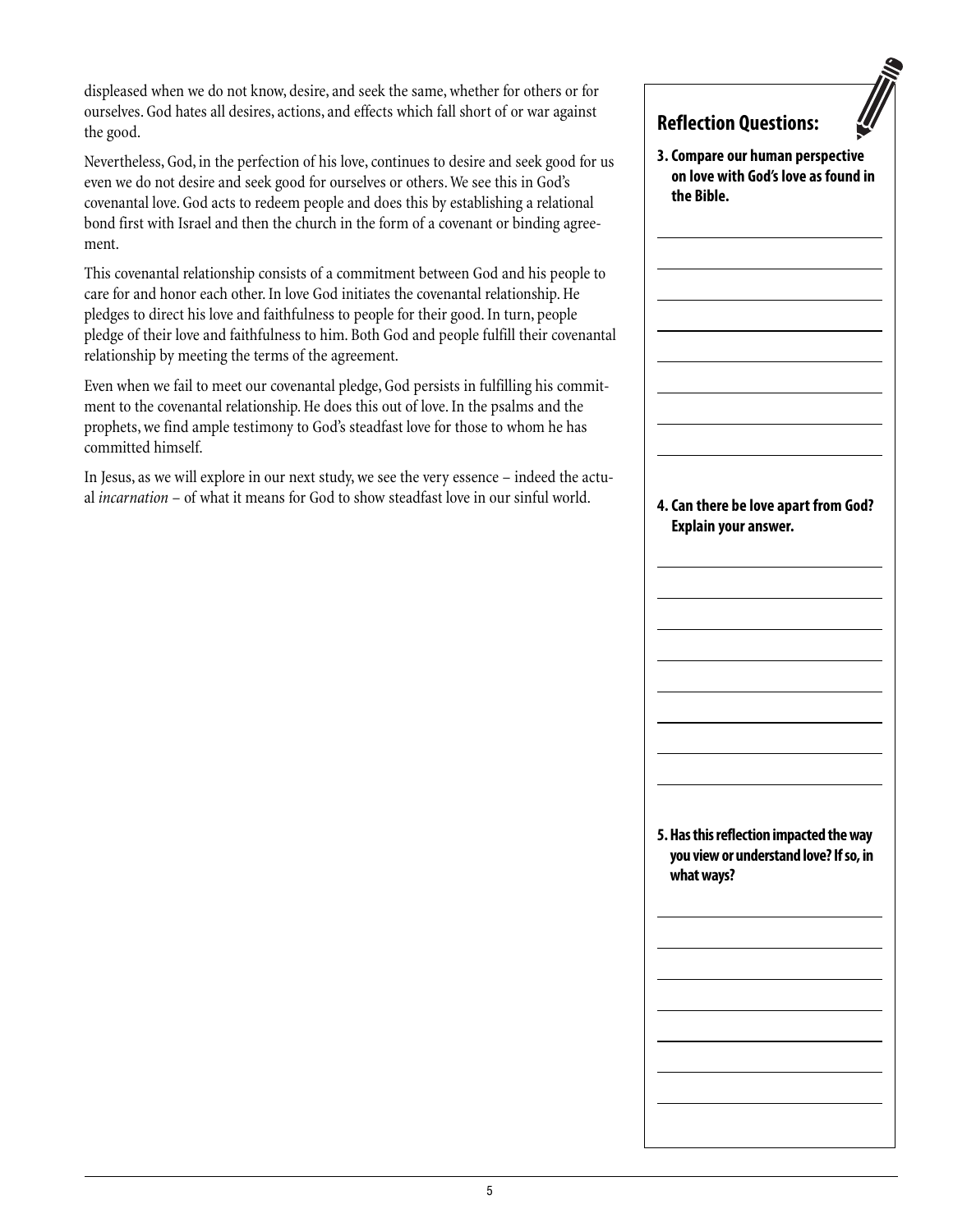displeased when we do not know, desire, and seek the same, whether for others or for ourselves. God hates all desires, actions, and effects which fall short of or war against the good.

Nevertheless, God, in the perfection of his love, continues to desire and seek good for us even we do not desire and seek good for ourselves or others. We see this in God's covenantal love. God acts to redeem people and does this by establishing a relational bond first with Israel and then the church in the form of a covenant or binding agreement.

This covenantal relationship consists of a commitment between God and his people to care for and honor each other. In love God initiates the covenantal relationship. He pledges to direct his love and faithfulness to people for their good. In turn, people pledge of their love and faithfulness to him. Both God and people fulfill their covenantal relationship by meeting the terms of the agreement.

Even when we fail to meet our covenantal pledge, God persists in fulfilling his commitment to the covenantal relationship. He does this out of love. In the psalms and the prophets, we find ample testimony to God's steadfast love for those to whom he has committed himself.

In Jesus, as we will explore in our next study, we see the very essence – indeed the actual *incarnation* – of what it means for God to show steadfast love in our sinful world.

## Reflection Questions:

**3. Compare our human perspective on love with God's love as found in the Bible.**

**4. Can there be love apart from God? Explain your answer.**

**5. Has this reflection impacted the way you view or understand love? If so, in what ways?**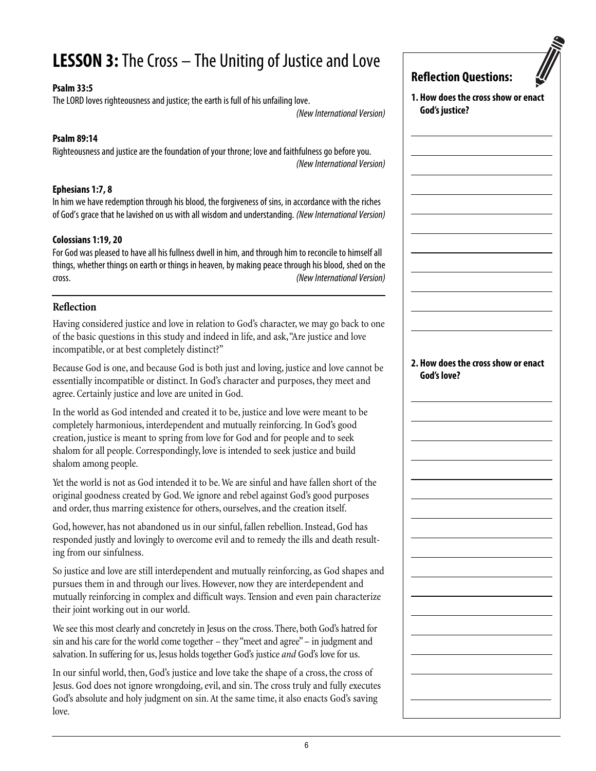# LESSON 3: The Cross – The Uniting of Justice and Love

**Psalm 33:5**
The LORD loves righteousness and justice; the earth is full of his unfailing love.
*(New International Version)*

**Psalm 89:14**
Righteousness and justice are the foundation of your throne; love and faithfulness go before you.
*(New International Version)*

**Ephesians 1:7, 8**
In him we have redemption through his blood, the forgiveness of sins, in accordance with the riches of God's grace that he lavished on us with all wisdom and understanding. *(New International Version)*

**Colossians 1:19, 20**
For God was pleased to have all his fullness dwell in him, and through him to reconcile to himself all things, whether things on earth or things in heaven, by making peace through his blood, shed on the cross. *(New International Version)*

## Reflection

Having considered justice and love in relation to God's character, we may go back to one of the basic questions in this study and indeed in life, and ask, "Are justice and love incompatible, or at best completely distinct?"

Because God is one, and because God is both just and loving, justice and love cannot be essentially incompatible or distinct. In God's character and purposes, they meet and agree. Certainly justice and love are united in God.

In the world as God intended and created it to be, justice and love were meant to be completely harmonious, interdependent and mutually reinforcing. In God's good creation, justice is meant to spring from love for God and for people and to seek shalom for all people. Correspondingly, love is intended to seek justice and build shalom among people.

Yet the world is not as God intended it to be. We are sinful and have fallen short of the original goodness created by God. We ignore and rebel against God's good purposes and order, thus marring existence for others, ourselves, and the creation itself.

God, however, has not abandoned us in our sinful, fallen rebellion. Instead, God has responded justly and lovingly to overcome evil and to remedy the ills and death resulting from our sinfulness.

So justice and love are still interdependent and mutually reinforcing, as God shapes and pursues them in and through our lives. However, now they are interdependent and mutually reinforcing in complex and difficult ways. Tension and even pain characterize their joint working out in our world.

We see this most clearly and concretely in Jesus on the cross. There, both God's hatred for sin and his care for the world come together – they "meet and agree" – in judgment and salvation. In suffering for us, Jesus holds together God's justice *and* God's love for us.

In our sinful world, then, God's justice and love take the shape of a cross, the cross of Jesus. God does not ignore wrongdoing, evil, and sin. The cross truly and fully executes God's absolute and holy judgment on sin. At the same time, it also enacts God's saving love.

## Reflection Questions:

**1. How does the cross show or enact God's justice?**

**2. How does the cross show or enact God's love?**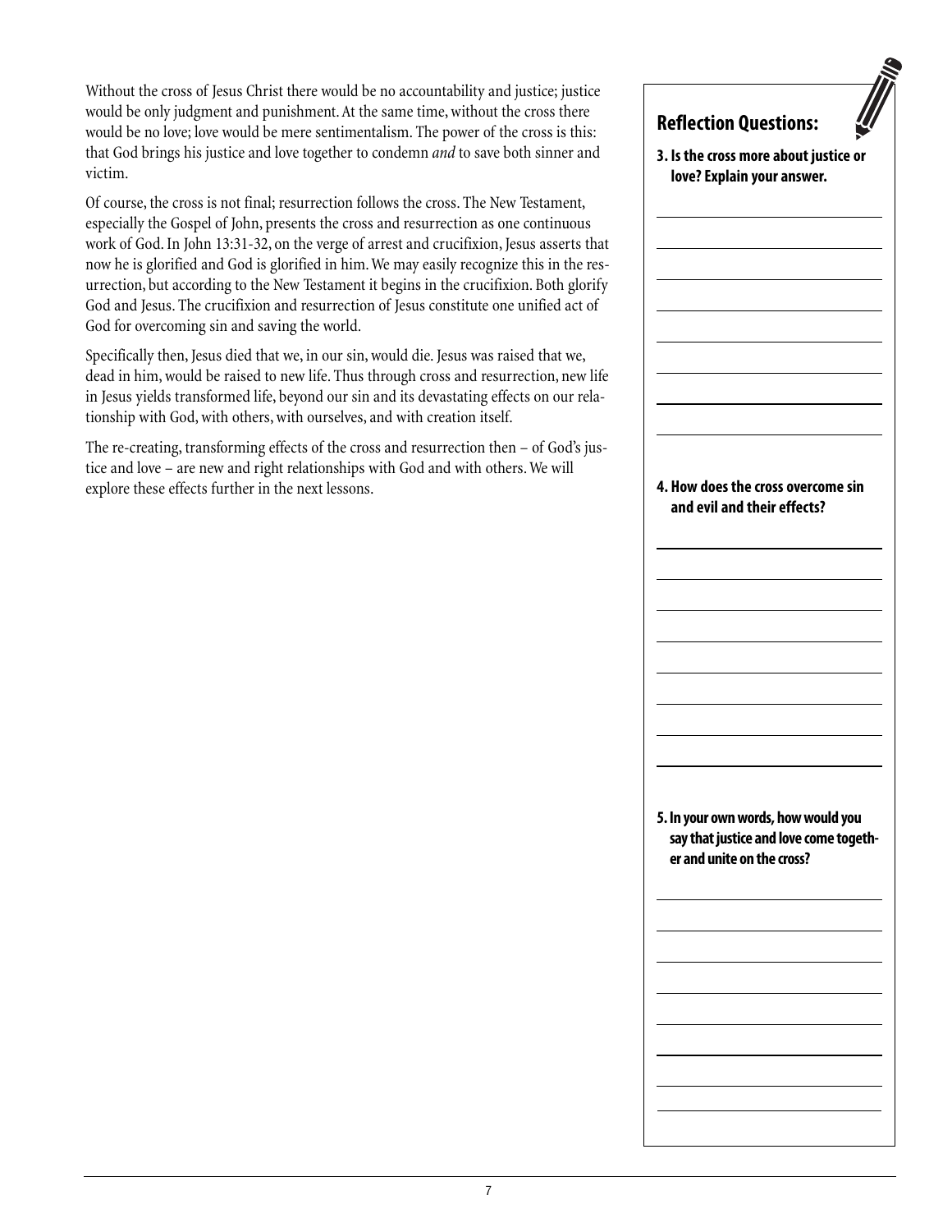Without the cross of Jesus Christ there would be no accountability and justice; justice would be only judgment and punishment. At the same time, without the cross there would be no love; love would be mere sentimentalism. The power of the cross is this: that God brings his justice and love together to condemn *and* to save both sinner and victim.

Of course, the cross is not final; resurrection follows the cross. The New Testament, especially the Gospel of John, presents the cross and resurrection as one continuous work of God. In John 13:31-32, on the verge of arrest and crucifixion, Jesus asserts that now he is glorified and God is glorified in him. We may easily recognize this in the resurrection, but according to the New Testament it begins in the crucifixion. Both glorify God and Jesus. The crucifixion and resurrection of Jesus constitute one unified act of God for overcoming sin and saving the world.

Specifically then, Jesus died that we, in our sin, would die. Jesus was raised that we, dead in him, would be raised to new life. Thus through cross and resurrection, new life in Jesus yields transformed life, beyond our sin and its devastating effects on our relationship with God, with others, with ourselves, and with creation itself.

The re-creating, transforming effects of the cross and resurrection then – of God's justice and love – are new and right relationships with God and with others. We will explore these effects further in the next lessons.

## Reflection Questions:

**3. Is the cross more about justice or love? Explain your answer.**

**4. How does the cross overcome sin and evil and their effects?**

**5. In your own words, how would you say that justice and love come together and unite on the cross?**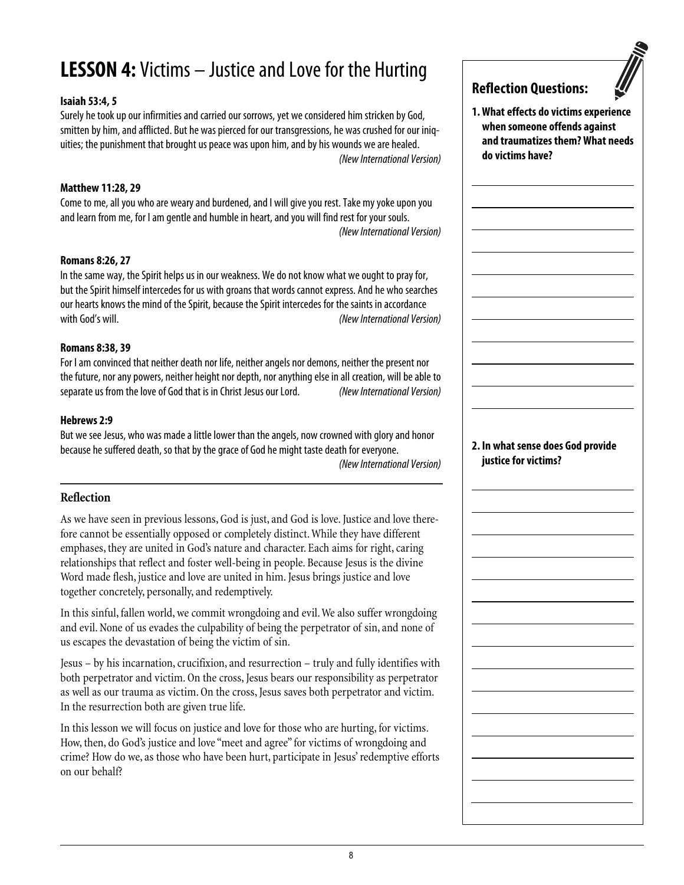# LESSON 4: Victims – Justice and Love for the Hurting

**Isaiah 53:4, 5**

Surely he took up our infirmities and carried our sorrows, yet we considered him stricken by God, smitten by him, and afflicted. But he was pierced for our transgressions, he was crushed for our iniquities; the punishment that brought us peace was upon him, and by his wounds we are healed.
*(New International Version)*

**Matthew 11:28, 29**

Come to me, all you who are weary and burdened, and I will give you rest. Take my yoke upon you and learn from me, for I am gentle and humble in heart, and you will find rest for your souls.
*(New International Version)*

**Romans 8:26, 27**

In the same way, the Spirit helps us in our weakness. We do not know what we ought to pray for, but the Spirit himself intercedes for us with groans that words cannot express. And he who searches our hearts knows the mind of the Spirit, because the Spirit intercedes for the saints in accordance with God's will. *(New International Version)*

**Romans 8:38, 39**

For I am convinced that neither death nor life, neither angels nor demons, neither the present nor the future, nor any powers, neither height nor depth, nor anything else in all creation, will be able to separate us from the love of God that is in Christ Jesus our Lord. *(New International Version)*

**Hebrews 2:9**

But we see Jesus, who was made a little lower than the angels, now crowned with glory and honor because he suffered death, so that by the grace of God he might taste death for everyone.
*(New International Version)*

## Reflection

As we have seen in previous lessons, God is just, and God is love. Justice and love therefore cannot be essentially opposed or completely distinct. While they have different emphases, they are united in God's nature and character. Each aims for right, caring relationships that reflect and foster well-being in people. Because Jesus is the divine Word made flesh, justice and love are united in him. Jesus brings justice and love together concretely, personally, and redemptively.

In this sinful, fallen world, we commit wrongdoing and evil. We also suffer wrongdoing and evil. None of us evades the culpability of being the perpetrator of sin, and none of us escapes the devastation of being the victim of sin.

Jesus – by his incarnation, crucifixion, and resurrection – truly and fully identifies with both perpetrator and victim. On the cross, Jesus bears our responsibility as perpetrator as well as our trauma as victim. On the cross, Jesus saves both perpetrator and victim. In the resurrection both are given true life.

In this lesson we will focus on justice and love for those who are hurting, for victims. How, then, do God's justice and love "meet and agree" for victims of wrongdoing and crime? How do we, as those who have been hurt, participate in Jesus' redemptive efforts on our behalf?

## Reflection Questions:

**1. What effects do victims experience when someone offends against and traumatizes them? What needs do victims have?**

**2. In what sense does God provide justice for victims?**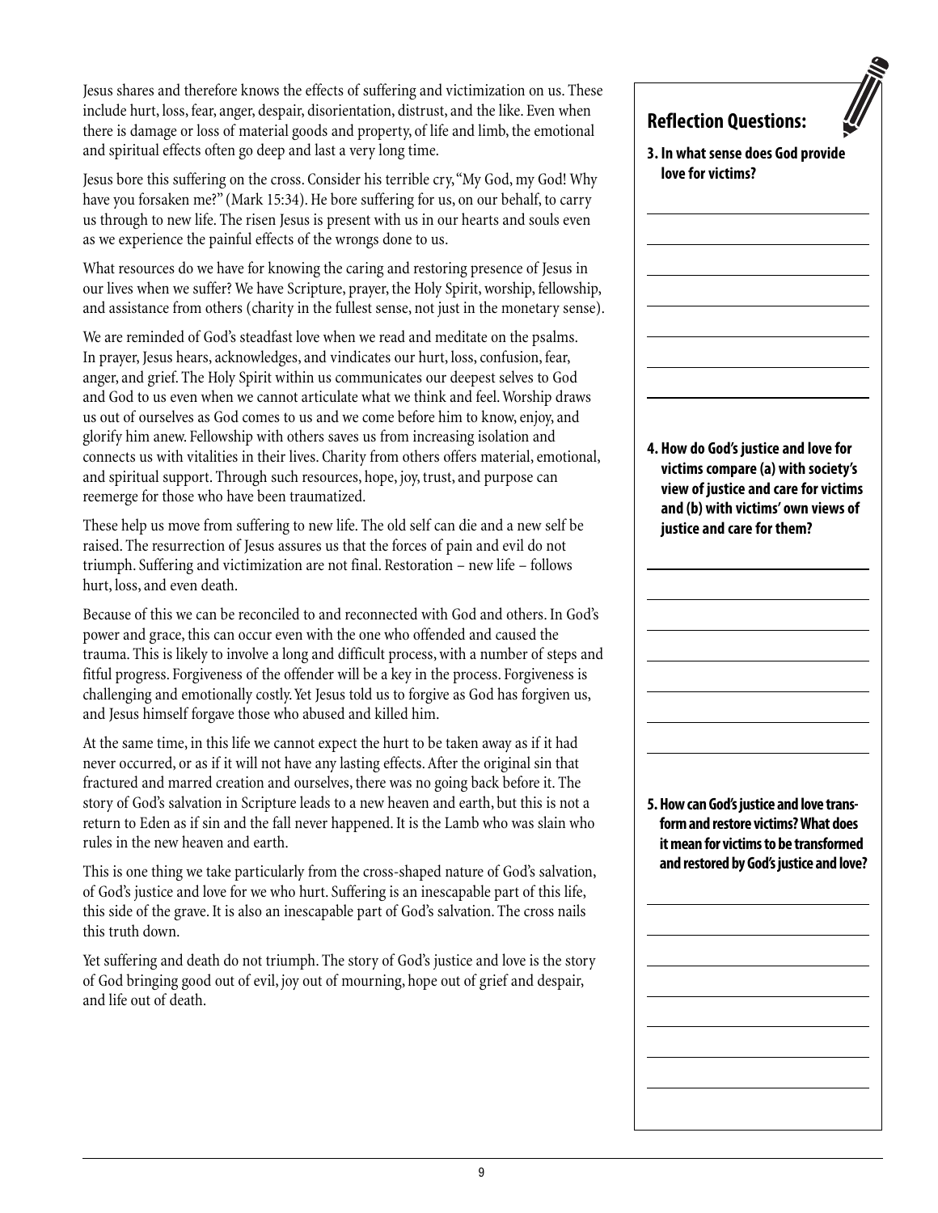Jesus shares and therefore knows the effects of suffering and victimization on us. These include hurt, loss, fear, anger, despair, disorientation, distrust, and the like. Even when there is damage or loss of material goods and property, of life and limb, the emotional and spiritual effects often go deep and last a very long time.

Jesus bore this suffering on the cross. Consider his terrible cry, "My God, my God! Why have you forsaken me?" (Mark 15:34). He bore suffering for us, on our behalf, to carry us through to new life. The risen Jesus is present with us in our hearts and souls even as we experience the painful effects of the wrongs done to us.

What resources do we have for knowing the caring and restoring presence of Jesus in our lives when we suffer? We have Scripture, prayer, the Holy Spirit, worship, fellowship, and assistance from others (charity in the fullest sense, not just in the monetary sense).

We are reminded of God's steadfast love when we read and meditate on the psalms. In prayer, Jesus hears, acknowledges, and vindicates our hurt, loss, confusion, fear, anger, and grief. The Holy Spirit within us communicates our deepest selves to God and God to us even when we cannot articulate what we think and feel. Worship draws us out of ourselves as God comes to us and we come before him to know, enjoy, and glorify him anew. Fellowship with others saves us from increasing isolation and connects us with vitalities in their lives. Charity from others offers material, emotional, and spiritual support. Through such resources, hope, joy, trust, and purpose can reemerge for those who have been traumatized.

These help us move from suffering to new life. The old self can die and a new self be raised. The resurrection of Jesus assures us that the forces of pain and evil do not triumph. Suffering and victimization are not final. Restoration – new life – follows hurt, loss, and even death.

Because of this we can be reconciled to and reconnected with God and others. In God's power and grace, this can occur even with the one who offended and caused the trauma. This is likely to involve a long and difficult process, with a number of steps and fitful progress. Forgiveness of the offender will be a key in the process. Forgiveness is challenging and emotionally costly. Yet Jesus told us to forgive as God has forgiven us, and Jesus himself forgave those who abused and killed him.

At the same time, in this life we cannot expect the hurt to be taken away as if it had never occurred, or as if it will not have any lasting effects. After the original sin that fractured and marred creation and ourselves, there was no going back before it. The story of God's salvation in Scripture leads to a new heaven and earth, but this is not a return to Eden as if sin and the fall never happened. It is the Lamb who was slain who rules in the new heaven and earth.

This is one thing we take particularly from the cross-shaped nature of God's salvation, of God's justice and love for we who hurt. Suffering is an inescapable part of this life, this side of the grave. It is also an inescapable part of God's salvation. The cross nails this truth down.

Yet suffering and death do not triumph. The story of God's justice and love is the story of God bringing good out of evil, joy out of mourning, hope out of grief and despair, and life out of death.

## Reflection Questions:

**3. In what sense does God provide love for victims?**

**4. How do God's justice and love for victims compare (a) with society's view of justice and care for victims and (b) with victims' own views of justice and care for them?**

**5. How can God's justice and love transform and restore victims? What does it mean for victims to be transformed and restored by God's justice and love?**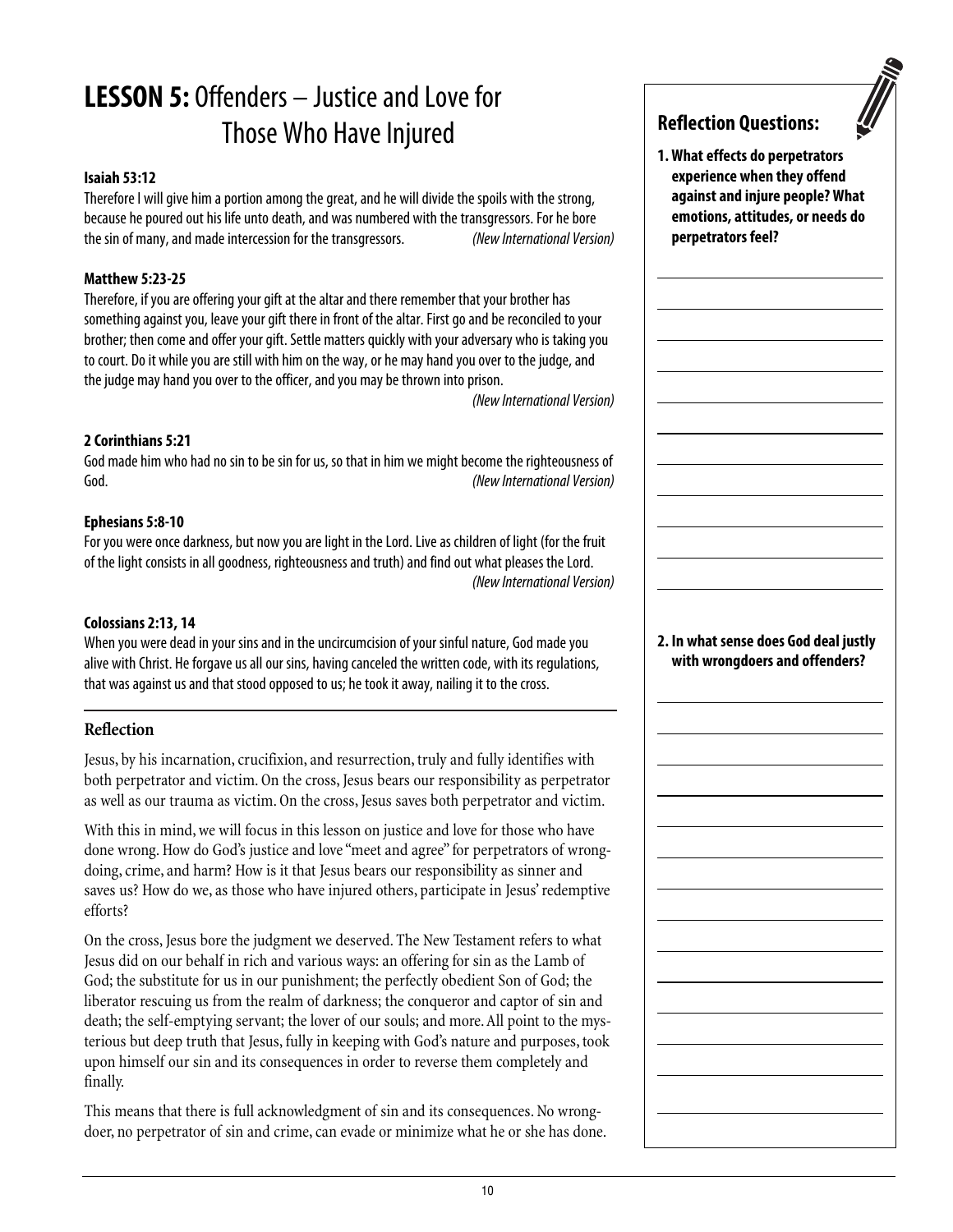# LESSON 5: Offenders – Justice and Love for Those Who Have Injured

**Isaiah 53:12**

Therefore I will give him a portion among the great, and he will divide the spoils with the strong, because he poured out his life unto death, and was numbered with the transgressors. For he bore the sin of many, and made intercession for the transgressors. *(New International Version)*

**Matthew 5:23-25**

Therefore, if you are offering your gift at the altar and there remember that your brother has something against you, leave your gift there in front of the altar. First go and be reconciled to your brother; then come and offer your gift. Settle matters quickly with your adversary who is taking you to court. Do it while you are still with him on the way, or he may hand you over to the judge, and the judge may hand you over to the officer, and you may be thrown into prison. *(New International Version)*

**2 Corinthians 5:21**

God made him who had no sin to be sin for us, so that in him we might become the righteousness of God. *(New International Version)*

**Ephesians 5:8-10**

For you were once darkness, but now you are light in the Lord. Live as children of light (for the fruit of the light consists in all goodness, righteousness and truth) and find out what pleases the Lord. *(New International Version)*

**Colossians 2:13, 14**

When you were dead in your sins and in the uncircumcision of your sinful nature, God made you alive with Christ. He forgave us all our sins, having canceled the written code, with its regulations, that was against us and that stood opposed to us; he took it away, nailing it to the cross.

## Reflection

Jesus, by his incarnation, crucifixion, and resurrection, truly and fully identifies with both perpetrator and victim. On the cross, Jesus bears our responsibility as perpetrator as well as our trauma as victim. On the cross, Jesus saves both perpetrator and victim.

With this in mind, we will focus in this lesson on justice and love for those who have done wrong. How do God's justice and love "meet and agree" for perpetrators of wrongdoing, crime, and harm? How is it that Jesus bears our responsibility as sinner and saves us? How do we, as those who have injured others, participate in Jesus' redemptive efforts?

On the cross, Jesus bore the judgment we deserved. The New Testament refers to what Jesus did on our behalf in rich and various ways: an offering for sin as the Lamb of God; the substitute for us in our punishment; the perfectly obedient Son of God; the liberator rescuing us from the realm of darkness; the conqueror and captor of sin and death; the self-emptying servant; the lover of our souls; and more. All point to the mysterious but deep truth that Jesus, fully in keeping with God's nature and purposes, took upon himself our sin and its consequences in order to reverse them completely and finally.

This means that there is full acknowledgment of sin and its consequences. No wrongdoer, no perpetrator of sin and crime, can evade or minimize what he or she has done.

## Reflection Questions:

**1. What effects do perpetrators experience when they offend against and injure people? What emotions, attitudes, or needs do perpetrators feel?**

**2. In what sense does God deal justly with wrongdoers and offenders?**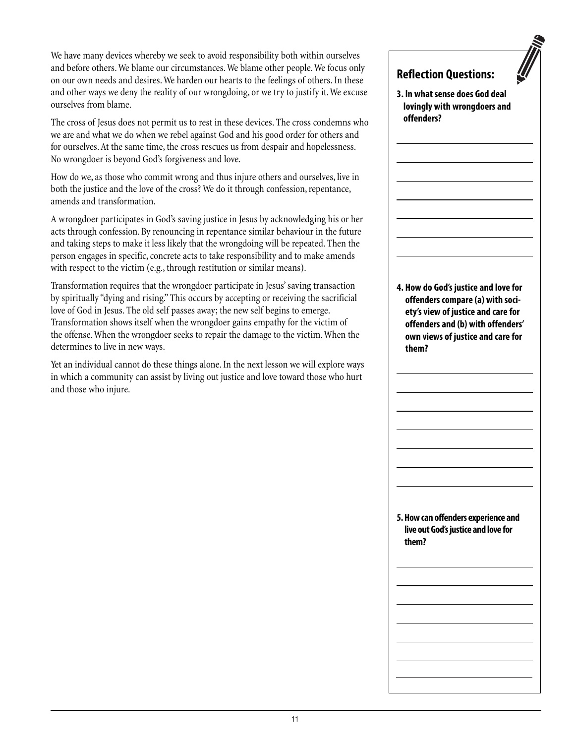We have many devices whereby we seek to avoid responsibility both within ourselves and before others. We blame our circumstances. We blame other people. We focus only on our own needs and desires. We harden our hearts to the feelings of others. In these and other ways we deny the reality of our wrongdoing, or we try to justify it. We excuse ourselves from blame.

The cross of Jesus does not permit us to rest in these devices. The cross condemns who we are and what we do when we rebel against God and his good order for others and for ourselves. At the same time, the cross rescues us from despair and hopelessness. No wrongdoer is beyond God's forgiveness and love.

How do we, as those who commit wrong and thus injure others and ourselves, live in both the justice and the love of the cross? We do it through confession, repentance, amends and transformation.

A wrongdoer participates in God's saving justice in Jesus by acknowledging his or her acts through confession. By renouncing in repentance similar behaviour in the future and taking steps to make it less likely that the wrongdoing will be repeated. Then the person engages in specific, concrete acts to take responsibility and to make amends with respect to the victim (e.g., through restitution or similar means).

Transformation requires that the wrongdoer participate in Jesus' saving transaction by spiritually "dying and rising." This occurs by accepting or receiving the sacrificial love of God in Jesus. The old self passes away; the new self begins to emerge. Transformation shows itself when the wrongdoer gains empathy for the victim of the offense. When the wrongdoer seeks to repair the damage to the victim. When the determines to live in new ways.

Yet an individual cannot do these things alone. In the next lesson we will explore ways in which a community can assist by living out justice and love toward those who hurt and those who injure.

## Reflection Questions:

**3. In what sense does God deal lovingly with wrongdoers and offenders?**

**4. How do God's justice and love for offenders compare (a) with society's view of justice and care for offenders and (b) with offenders' own views of justice and care for them?**

**5. How can offenders experience and live out God's justice and love for them?**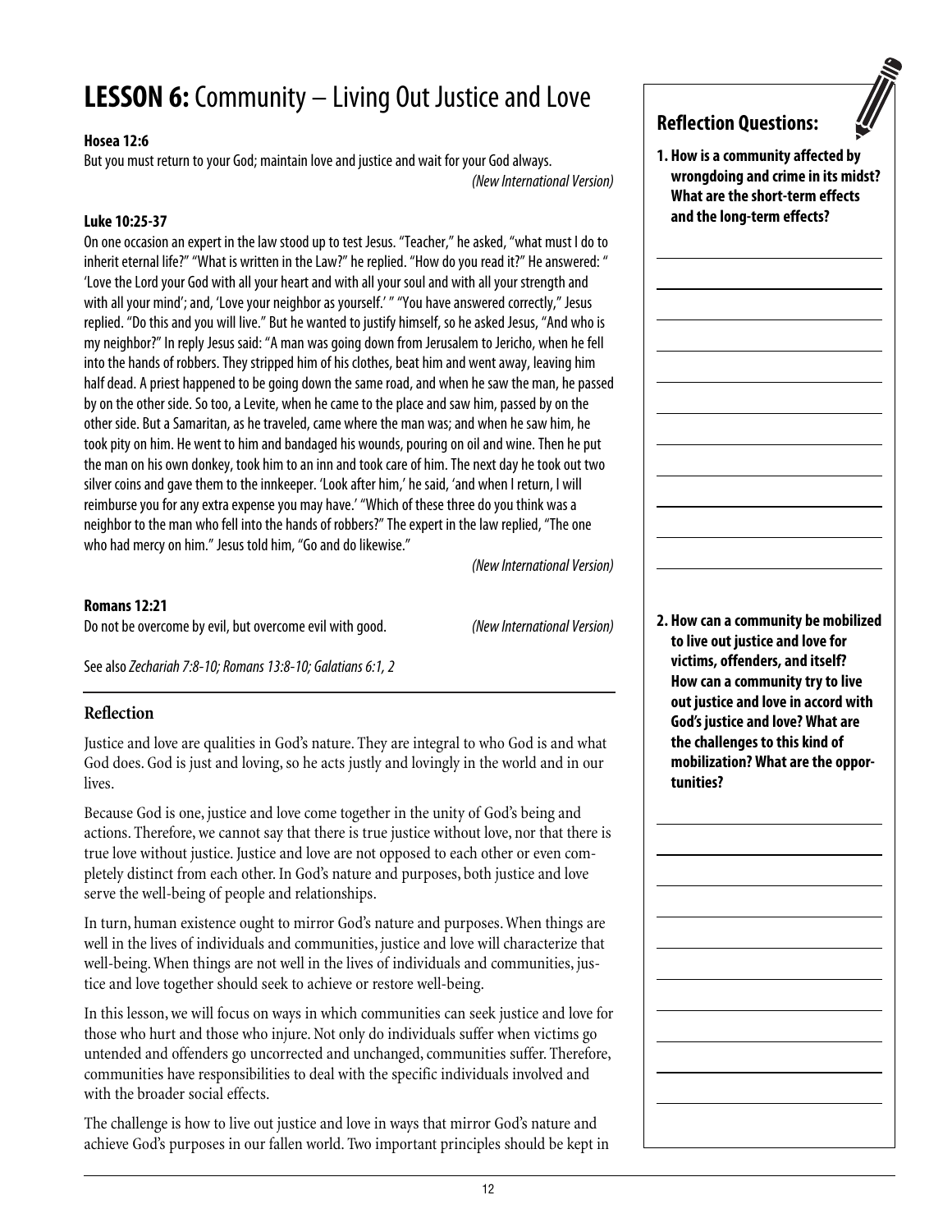# LESSON 6: Community – Living Out Justice and Love

**Hosea 12:6**

But you must return to your God; maintain love and justice and wait for your God always.

*(New International Version)*

**Luke 10:25-37**

On one occasion an expert in the law stood up to test Jesus. "Teacher," he asked, "what must I do to inherit eternal life?" "What is written in the Law?" he replied. "How do you read it?" He answered: " 'Love the Lord your God with all your heart and with all your soul and with all your strength and with all your mind'; and, 'Love your neighbor as yourself.' " "You have answered correctly," Jesus replied. "Do this and you will live." But he wanted to justify himself, so he asked Jesus, "And who is my neighbor?" In reply Jesus said: "A man was going down from Jerusalem to Jericho, when he fell into the hands of robbers. They stripped him of his clothes, beat him and went away, leaving him half dead. A priest happened to be going down the same road, and when he saw the man, he passed by on the other side. So too, a Levite, when he came to the place and saw him, passed by on the other side. But a Samaritan, as he traveled, came where the man was; and when he saw him, he took pity on him. He went to him and bandaged his wounds, pouring on oil and wine. Then he put the man on his own donkey, took him to an inn and took care of him. The next day he took out two silver coins and gave them to the innkeeper. 'Look after him,' he said, 'and when I return, I will reimburse you for any extra expense you may have.' "Which of these three do you think was a neighbor to the man who fell into the hands of robbers?" The expert in the law replied, "The one who had mercy on him." Jesus told him, "Go and do likewise."

*(New International Version)*

**Romans 12:21**

Do not be overcome by evil, but overcome evil with good. *(New International Version)*

See also *Zechariah 7:8-10; Romans 13:8-10; Galatians 6:1, 2*

## Reflection

Justice and love are qualities in God's nature. They are integral to who God is and what God does. God is just and loving, so he acts justly and lovingly in the world and in our lives.

Because God is one, justice and love come together in the unity of God's being and actions. Therefore, we cannot say that there is true justice without love, nor that there is true love without justice. Justice and love are not opposed to each other or even completely distinct from each other. In God's nature and purposes, both justice and love serve the well-being of people and relationships.

In turn, human existence ought to mirror God's nature and purposes. When things are well in the lives of individuals and communities, justice and love will characterize that well-being. When things are not well in the lives of individuals and communities, justice and love together should seek to achieve or restore well-being.

In this lesson, we will focus on ways in which communities can seek justice and love for those who hurt and those who injure. Not only do individuals suffer when victims go untended and offenders go uncorrected and unchanged, communities suffer. Therefore, communities have responsibilities to deal with the specific individuals involved and with the broader social effects.

The challenge is how to live out justice and love in ways that mirror God's nature and achieve God's purposes in our fallen world. Two important principles should be kept in

## Reflection Questions:

**1. How is a community affected by wrongdoing and crime in its midst? What are the short-term effects and the long-term effects?**

**2. How can a community be mobilized to live out justice and love for victims, offenders, and itself? How can a community try to live out justice and love in accord with God's justice and love? What are the challenges to this kind of mobilization? What are the opportunities?**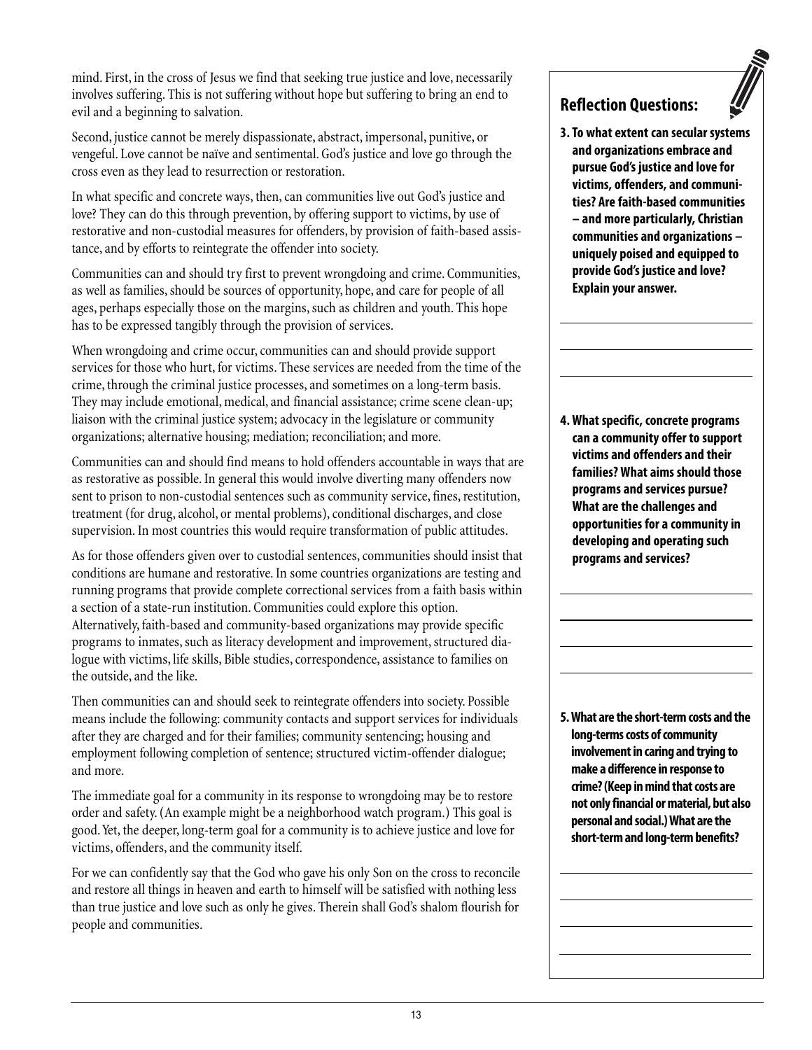mind. First, in the cross of Jesus we find that seeking true justice and love, necessarily involves suffering. This is not suffering without hope but suffering to bring an end to evil and a beginning to salvation.

Second, justice cannot be merely dispassionate, abstract, impersonal, punitive, or vengeful. Love cannot be naïve and sentimental. God's justice and love go through the cross even as they lead to resurrection or restoration.

In what specific and concrete ways, then, can communities live out God's justice and love? They can do this through prevention, by offering support to victims, by use of restorative and non-custodial measures for offenders, by provision of faith-based assistance, and by efforts to reintegrate the offender into society.

Communities can and should try first to prevent wrongdoing and crime. Communities, as well as families, should be sources of opportunity, hope, and care for people of all ages, perhaps especially those on the margins, such as children and youth. This hope has to be expressed tangibly through the provision of services.

When wrongdoing and crime occur, communities can and should provide support services for those who hurt, for victims. These services are needed from the time of the crime, through the criminal justice processes, and sometimes on a long-term basis. They may include emotional, medical, and financial assistance; crime scene clean-up; liaison with the criminal justice system; advocacy in the legislature or community organizations; alternative housing; mediation; reconciliation; and more.

Communities can and should find means to hold offenders accountable in ways that are as restorative as possible. In general this would involve diverting many offenders now sent to prison to non-custodial sentences such as community service, fines, restitution, treatment (for drug, alcohol, or mental problems), conditional discharges, and close supervision. In most countries this would require transformation of public attitudes.

As for those offenders given over to custodial sentences, communities should insist that conditions are humane and restorative. In some countries organizations are testing and running programs that provide complete correctional services from a faith basis within a section of a state-run institution. Communities could explore this option. Alternatively, faith-based and community-based organizations may provide specific programs to inmates, such as literacy development and improvement, structured dialogue with victims, life skills, Bible studies, correspondence, assistance to families on the outside, and the like.

Then communities can and should seek to reintegrate offenders into society. Possible means include the following: community contacts and support services for individuals after they are charged and for their families; community sentencing; housing and employment following completion of sentence; structured victim-offender dialogue; and more.

The immediate goal for a community in its response to wrongdoing may be to restore order and safety. (An example might be a neighborhood watch program.) This goal is good. Yet, the deeper, long-term goal for a community is to achieve justice and love for victims, offenders, and the community itself.

For we can confidently say that the God who gave his only Son on the cross to reconcile and restore all things in heaven and earth to himself will be satisfied with nothing less than true justice and love such as only he gives. Therein shall God's shalom flourish for people and communities.

## Reflection Questions:

**3. To what extent can secular systems and organizations embrace and pursue God's justice and love for victims, offenders, and communities? Are faith-based communities – and more particularly, Christian communities and organizations – uniquely poised and equipped to provide God's justice and love? Explain your answer.**

**4. What specific, concrete programs can a community offer to support victims and offenders and their families? What aims should those programs and services pursue? What are the challenges and opportunities for a community in developing and operating such programs and services?**

**5. What are the short-term costs and the long-terms costs of community involvement in caring and trying to make a difference in response to crime? (Keep in mind that costs are not only financial or material, but also personal and social.) What are the short-term and long-term benefits?**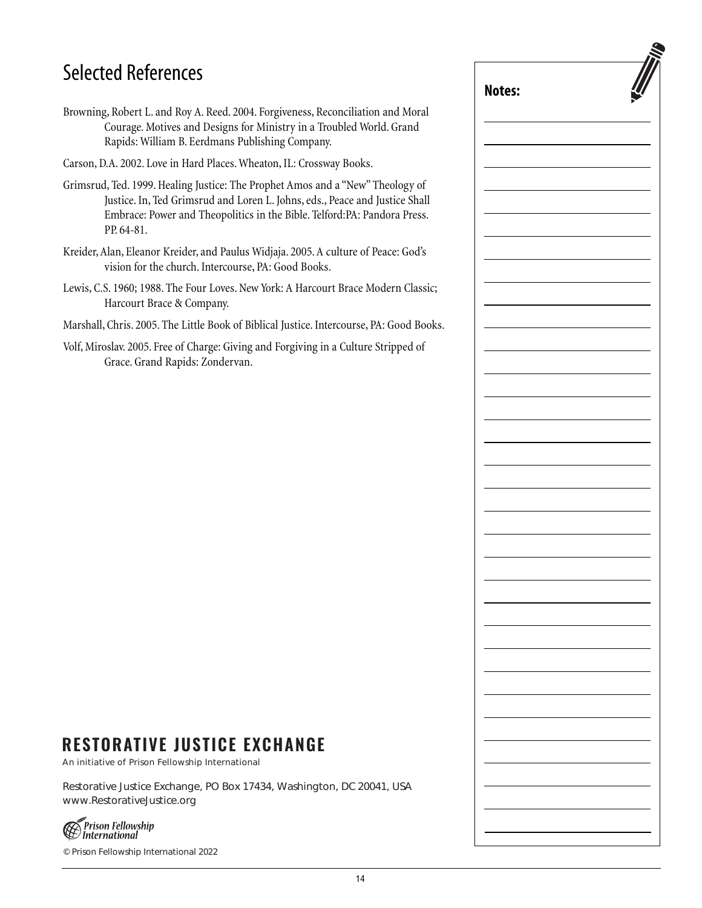## Selected References

Browning, Robert L. and Roy A. Reed. 2004. Forgiveness, Reconciliation and Moral Courage. Motives and Designs for Ministry in a Troubled World. Grand Rapids: William B. Eerdmans Publishing Company.

Carson, D.A. 2002. Love in Hard Places. Wheaton, IL: Crossway Books.

Grimsrud, Ted. 1999. Healing Justice: The Prophet Amos and a "New" Theology of Justice. In, Ted Grimsrud and Loren L. Johns, eds., Peace and Justice Shall Embrace: Power and Theopolitics in the Bible. Telford:PA: Pandora Press. PP. 64-81.

Kreider, Alan, Eleanor Kreider, and Paulus Widjaja. 2005. A culture of Peace: God's vision for the church. Intercourse, PA: Good Books.

Lewis, C.S. 1960; 1988. The Four Loves. New York: A Harcourt Brace Modern Classic; Harcourt Brace & Company.

Marshall, Chris. 2005. The Little Book of Biblical Justice. Intercourse, PA: Good Books.

Volf, Miroslav. 2005. Free of Charge: Giving and Forgiving in a Culture Stripped of Grace. Grand Rapids: Zondervan.

**Notes:**

**RESTORATIVE JUSTICE EXCHANGE**

An initiative of Prison Fellowship International

Restorative Justice Exchange, PO Box 17434, Washington, DC 20041, USA
www.RestorativeJustice.org

*Prison Fellowship International*

© Prison Fellowship International 2022